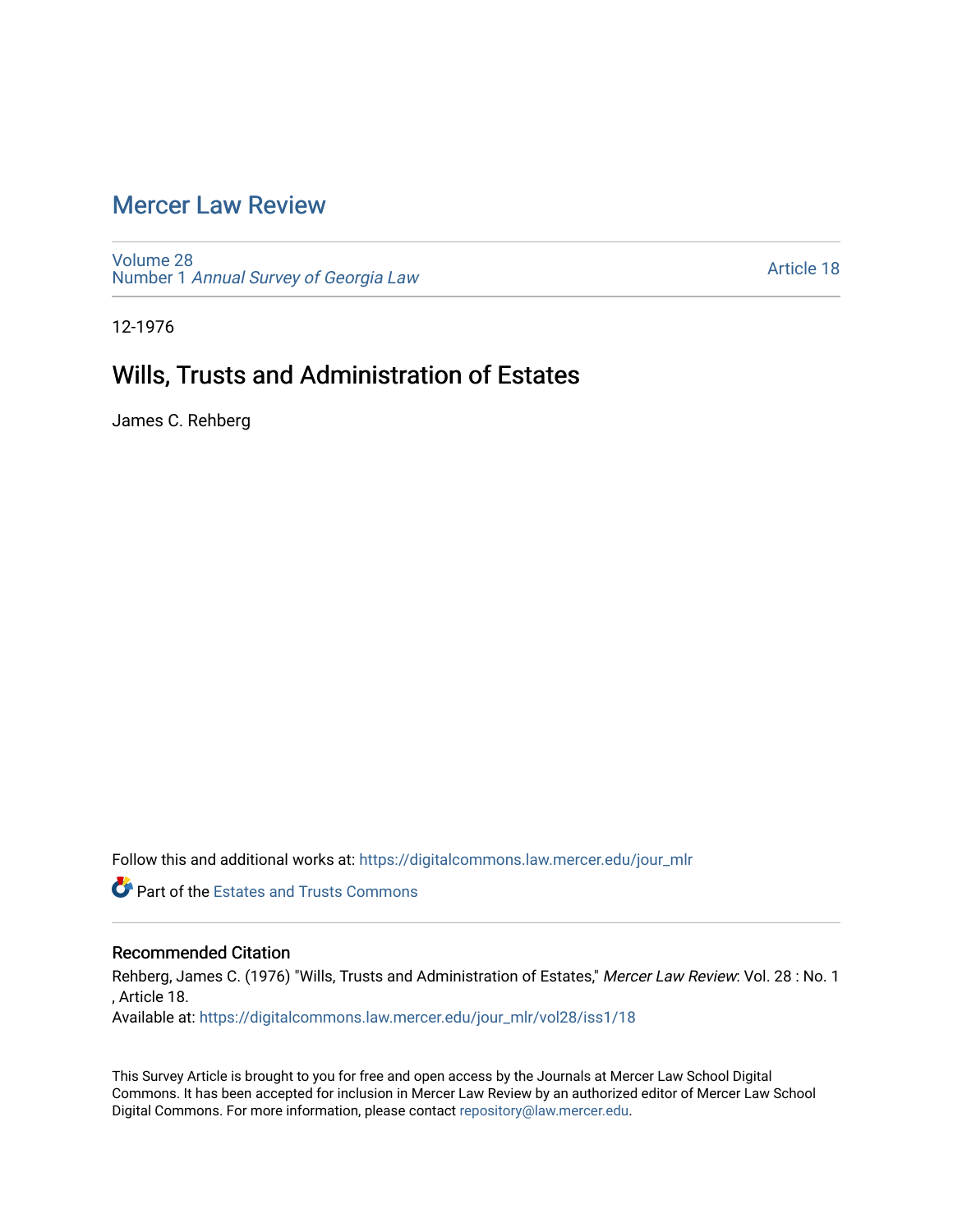# Mercer Law Review

Volume 28
Number 1 *Annual Survey of Georgia Law*

Article 18

12-1976

## Wills, Trusts and Administration of Estates

James C. Rehberg

Follow this and additional works at: https://digitalcommons.law.mercer.edu/jour_mlr

Part of the Estates and Trusts Commons

### Recommended Citation

Rehberg, James C. (1976) "Wills, Trusts and Administration of Estates," *Mercer Law Review*: Vol. 28 : No. 1 , Article 18.
Available at: https://digitalcommons.law.mercer.edu/jour_mlr/vol28/iss1/18

This Survey Article is brought to you for free and open access by the Journals at Mercer Law School Digital Commons. It has been accepted for inclusion in Mercer Law Review by an authorized editor of Mercer Law School Digital Commons. For more information, please contact repository@law.mercer.edu.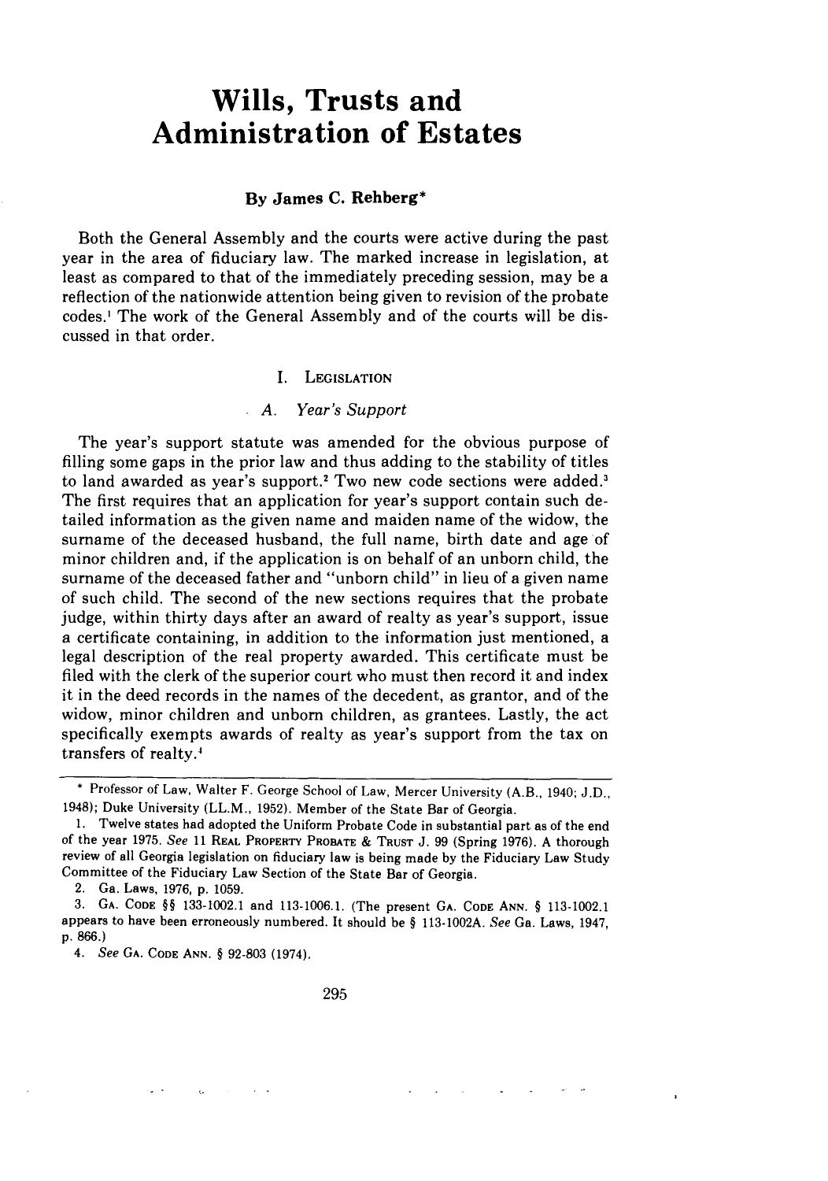# Wills, Trusts and Administration of Estates

**By James C. Rehberg***

Both the General Assembly and the courts were active during the past year in the area of fiduciary law. The marked increase in legislation, at least as compared to that of the immediately preceding session, may be a reflection of the nationwide attention being given to revision of the probate codes.[1] The work of the General Assembly and of the courts will be discussed in that order.

## I. Legislation

### A. *Year's Support*

The year's support statute was amended for the obvious purpose of filling some gaps in the prior law and thus adding to the stability of titles to land awarded as year's support.[2] Two new code sections were added.[3] The first requires that an application for year's support contain such detailed information as the given name and maiden name of the widow, the surname of the deceased husband, the full name, birth date and age of minor children and, if the application is on behalf of an unborn child, the surname of the deceased father and "unborn child" in lieu of a given name of such child. The second of the new sections requires that the probate judge, within thirty days after an award of realty as year's support, issue a certificate containing, in addition to the information just mentioned, a legal description of the real property awarded. This certificate must be filed with the clerk of the superior court who must then record it and index it in the deed records in the names of the decedent, as grantor, and of the widow, minor children and unborn children, as grantees. Lastly, the act specifically exempts awards of realty as year's support from the tax on transfers of realty.[4]

---

\* Professor of Law, Walter F. George School of Law, Mercer University (A.B., 1940; J.D., 1948); Duke University (LL.M., 1952). Member of the State Bar of Georgia.

1. Twelve states had adopted the Uniform Probate Code in substantial part as of the end of the year 1975. *See* 11 Real Property Probate & Trust J. 99 (Spring 1976). A thorough review of all Georgia legislation on fiduciary law is being made by the Fiduciary Law Study Committee of the Fiduciary Law Section of the State Bar of Georgia.

2. Ga. Laws, 1976, p. 1059.

3. Ga. Code §§ 133-1002.1 and 113-1006.1. (The present Ga. Code Ann. § 113-1002.1 appears to have been erroneously numbered. It should be § 113-1002A. *See* Ga. Laws, 1947, p. 866.)

4. *See* Ga. Code Ann. § 92-803 (1974).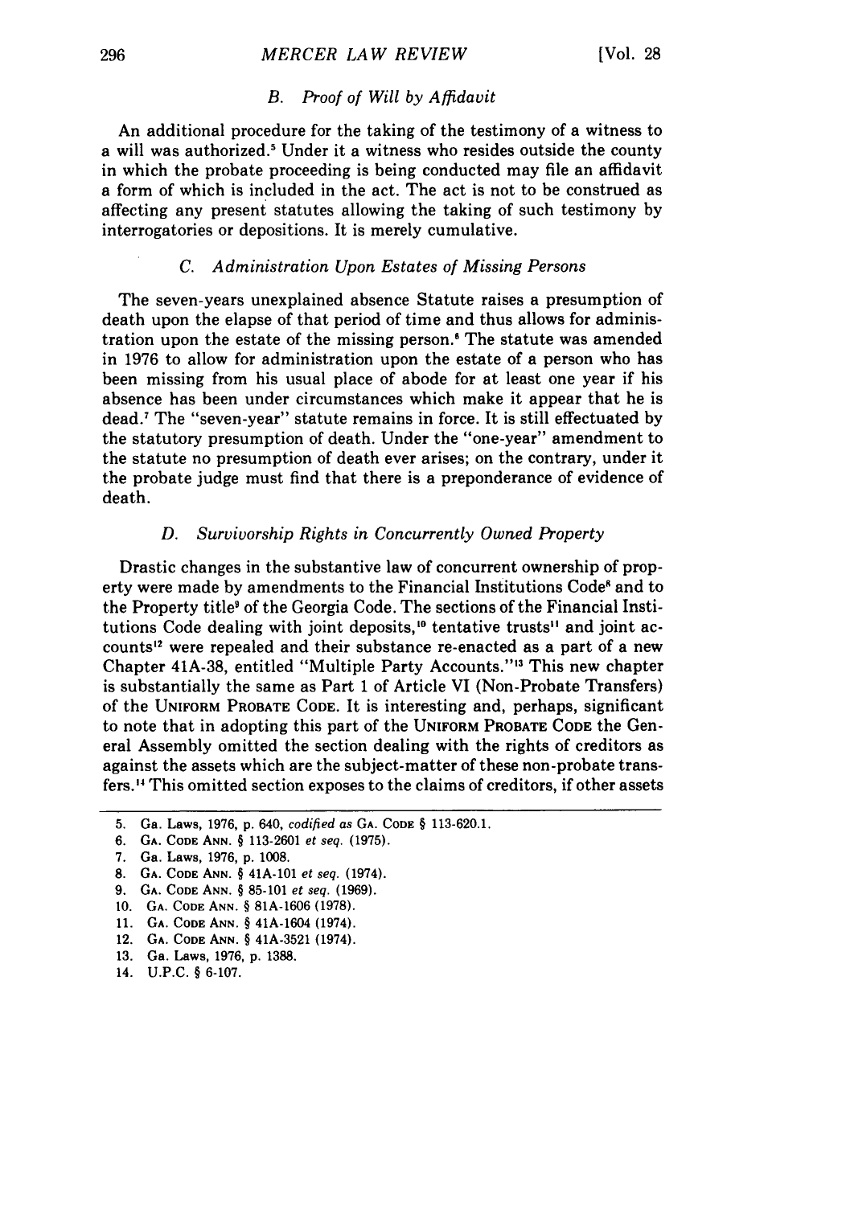### B. *Proof of Will by Affidavit*

An additional procedure for the taking of the testimony of a witness to a will was authorized.[5] Under it a witness who resides outside the county in which the probate proceeding is being conducted may file an affidavit a form of which is included in the act. The act is not to be construed as affecting any present statutes allowing the taking of such testimony by interrogatories or depositions. It is merely cumulative.

### C. *Administration Upon Estates of Missing Persons*

The seven-years unexplained absence Statute raises a presumption of death upon the elapse of that period of time and thus allows for administration upon the estate of the missing person.[6] The statute was amended in 1976 to allow for administration upon the estate of a person who has been missing from his usual place of abode for at least one year if his absence has been under circumstances which make it appear that he is dead.[7] The "seven-year" statute remains in force. It is still effectuated by the statutory presumption of death. Under the "one-year" amendment to the statute no presumption of death ever arises; on the contrary, under it the probate judge must find that there is a preponderance of evidence of death.

### D. *Survivorship Rights in Concurrently Owned Property*

Drastic changes in the substantive law of concurrent ownership of property were made by amendments to the Financial Institutions Code[8] and to the Property title[9] of the Georgia Code. The sections of the Financial Institutions Code dealing with joint deposits,[10] tentative trusts[11] and joint accounts[12] were repealed and their substance re-enacted as a part of a new Chapter 41A-38, entitled "Multiple Party Accounts."[13] This new chapter is substantially the same as Part 1 of Article VI (Non-Probate Transfers) of the UNIFORM PROBATE CODE. It is interesting and, perhaps, significant to note that in adopting this part of the UNIFORM PROBATE CODE the General Assembly omitted the section dealing with the rights of creditors as against the assets which are the subject-matter of these non-probate transfers.[14] This omitted section exposes to the claims of creditors, if other assets

---

5. Ga. Laws, 1976, p. 640, *codified as* GA. CODE § 113-620.1.
6. GA. CODE ANN. § 113-2601 *et seq.* (1975).
7. Ga. Laws, 1976, p. 1008.
8. GA. CODE ANN. § 41A-101 *et seq.* (1974).
9. GA. CODE ANN. § 85-101 *et seq.* (1969).
10. GA. CODE ANN. § 81A-1606 (1978).
11. GA. CODE ANN. § 41A-1604 (1974).
12. GA. CODE ANN. § 41A-3521 (1974).
13. Ga. Laws, 1976, p. 1388.
14. U.P.C. § 6-107.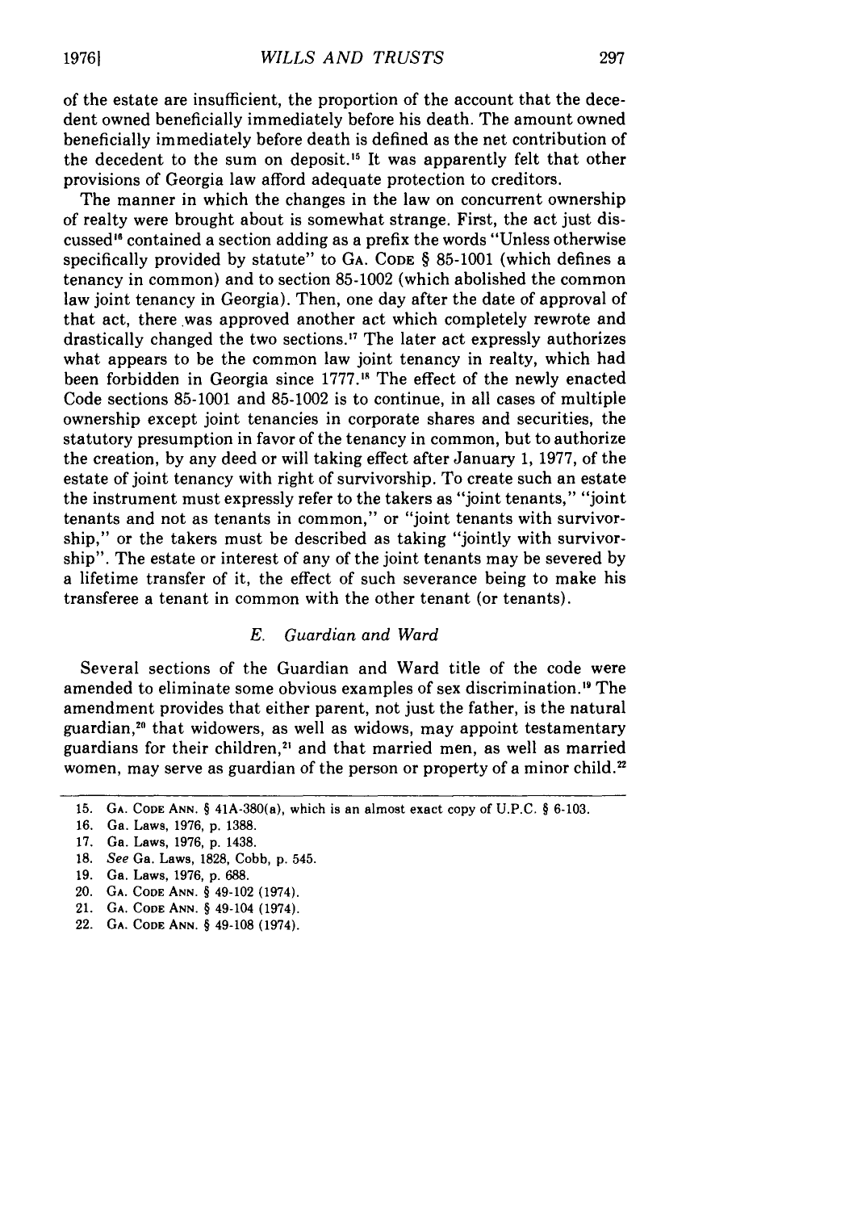of the estate are insufficient, the proportion of the account that the decedent owned beneficially immediately before his death. The amount owned beneficially immediately before death is defined as the net contribution of the decedent to the sum on deposit.[15] It was apparently felt that other provisions of Georgia law afford adequate protection to creditors.

The manner in which the changes in the law on concurrent ownership of realty were brought about is somewhat strange. First, the act just discussed[16] contained a section adding as a prefix the words "Unless otherwise specifically provided by statute" to GA. CODE § 85-1001 (which defines a tenancy in common) and to section 85-1002 (which abolished the common law joint tenancy in Georgia). Then, one day after the date of approval of that act, there was approved another act which completely rewrote and drastically changed the two sections.[17] The later act expressly authorizes what appears to be the common law joint tenancy in realty, which had been forbidden in Georgia since 1777.[18] The effect of the newly enacted Code sections 85-1001 and 85-1002 is to continue, in all cases of multiple ownership except joint tenancies in corporate shares and securities, the statutory presumption in favor of the tenancy in common, but to authorize the creation, by any deed or will taking effect after January 1, 1977, of the estate of joint tenancy with right of survivorship. To create such an estate the instrument must expressly refer to the takers as "joint tenants," "joint tenants and not as tenants in common," or "joint tenants with survivorship," or the takers must be described as taking "jointly with survivorship". The estate or interest of any of the joint tenants may be severed by a lifetime transfer of it, the effect of such severance being to make his transferee a tenant in common with the other tenant (or tenants).

### *E. Guardian and Ward*

Several sections of the Guardian and Ward title of the code were amended to eliminate some obvious examples of sex discrimination.[19] The amendment provides that either parent, not just the father, is the natural guardian,[20] that widowers, as well as widows, may appoint testamentary guardians for their children,[21] and that married men, as well as married women, may serve as guardian of the person or property of a minor child.[22]

---

15. GA. CODE ANN. § 41A-380(a), which is an almost exact copy of U.P.C. § 6-103.
16. Ga. Laws, 1976, p. 1388.
17. Ga. Laws, 1976, p. 1438.
18. *See* Ga. Laws, 1828, Cobb, p. 545.
19. Ga. Laws, 1976, p. 688.
20. GA. CODE ANN. § 49-102 (1974).
21. GA. CODE ANN. § 49-104 (1974).
22. GA. CODE ANN. § 49-108 (1974).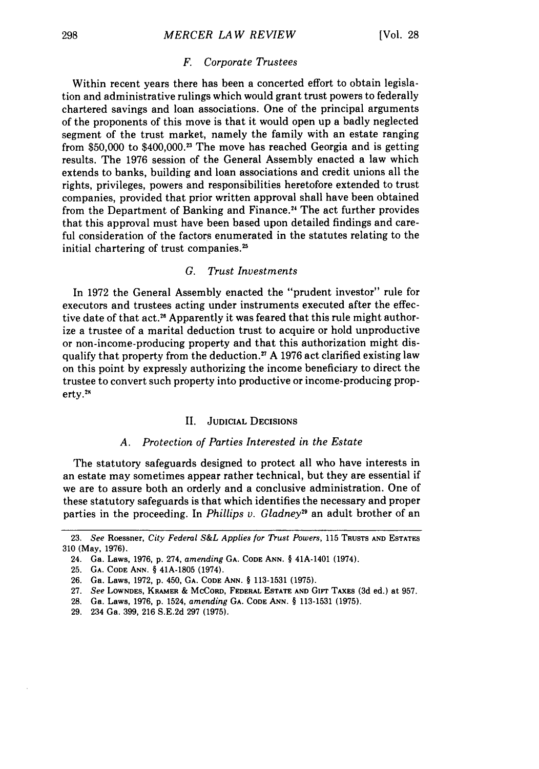### F. *Corporate Trustees*

Within recent years there has been a concerted effort to obtain legislation and administrative rulings which would grant trust powers to federally chartered savings and loan associations. One of the principal arguments of the proponents of this move is that it would open up a badly neglected segment of the trust market, namely the family with an estate ranging from $50,000 to $400,000.[23] The move has reached Georgia and is getting results. The 1976 session of the General Assembly enacted a law which extends to banks, building and loan associations and credit unions all the rights, privileges, powers and responsibilities heretofore extended to trust companies, provided that prior written approval shall have been obtained from the Department of Banking and Finance.[24] The act further provides that this approval must have been based upon detailed findings and careful consideration of the factors enumerated in the statutes relating to the initial chartering of trust companies.[25]

### G. *Trust Investments*

In 1972 the General Assembly enacted the "prudent investor" rule for executors and trustees acting under instruments executed after the effective date of that act.[26] Apparently it was feared that this rule might authorize a trustee of a marital deduction trust to acquire or hold unproductive or non-income-producing property and that this authorization might disqualify that property from the deduction.[27] A 1976 act clarified existing law on this point by expressly authorizing the income beneficiary to direct the trustee to convert such property into productive or income-producing property.[28]

## II. Judicial Decisions

### A. *Protection of Parties Interested in the Estate*

The statutory safeguards designed to protect all who have interests in an estate may sometimes appear rather technical, but they are essential if we are to assure both an orderly and a conclusive administration. One of these statutory safeguards is that which identifies the necessary and proper parties in the proceeding. In *Phillips v. Gladney*[29] an adult brother of an

---

23. *See* Roessner, *City Federal S&L Applies for Trust Powers*, 115 Trusts and Estates 310 (May, 1976).

24. Ga. Laws, 1976, p. 274, *amending* Ga. Code Ann. § 41A-1401 (1974).

25. Ga. Code Ann. § 41A-1805 (1974).

26. Ga. Laws, 1972, p. 450, Ga. Code Ann. § 113-1531 (1975).

27. *See* Lowndes, Kramer & McCord, Federal Estate and Gift Taxes (3d ed.) at 957.

28. Ga. Laws, 1976, p. 1524, *amending* Ga. Code Ann. § 113-1531 (1975).

29. 234 Ga. 399, 216 S.E.2d 297 (1975).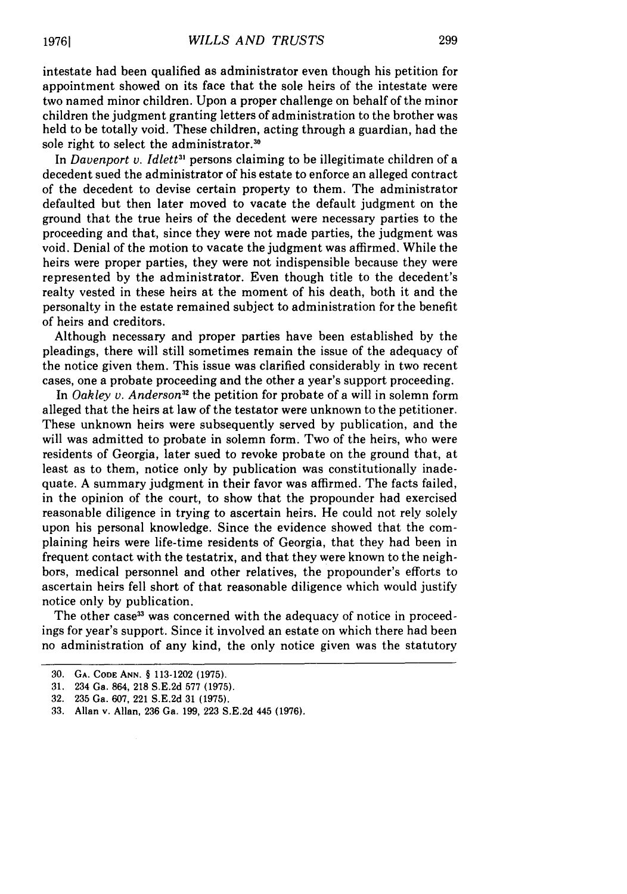intestate had been qualified as administrator even though his petition for appointment showed on its face that the sole heirs of the intestate were two named minor children. Upon a proper challenge on behalf of the minor children the judgment granting letters of administration to the brother was held to be totally void. These children, acting through a guardian, had the sole right to select the administrator.[30]

In *Davenport v. Idlett*[31] persons claiming to be illegitimate children of a decedent sued the administrator of his estate to enforce an alleged contract of the decedent to devise certain property to them. The administrator defaulted but then later moved to vacate the default judgment on the ground that the true heirs of the decedent were necessary parties to the proceeding and that, since they were not made parties, the judgment was void. Denial of the motion to vacate the judgment was affirmed. While the heirs were proper parties, they were not indispensible because they were represented by the administrator. Even though title to the decedent's realty vested in these heirs at the moment of his death, both it and the personalty in the estate remained subject to administration for the benefit of heirs and creditors.

Although necessary and proper parties have been established by the pleadings, there will still sometimes remain the issue of the adequacy of the notice given them. This issue was clarified considerably in two recent cases, one a probate proceeding and the other a year's support proceeding.

In *Oakley v. Anderson*[32] the petition for probate of a will in solemn form alleged that the heirs at law of the testator were unknown to the petitioner. These unknown heirs were subsequently served by publication, and the will was admitted to probate in solemn form. Two of the heirs, who were residents of Georgia, later sued to revoke probate on the ground that, at least as to them, notice only by publication was constitutionally inadequate. A summary judgment in their favor was affirmed. The facts failed, in the opinion of the court, to show that the propounder had exercised reasonable diligence in trying to ascertain heirs. He could not rely solely upon his personal knowledge. Since the evidence showed that the complaining heirs were life-time residents of Georgia, that they had been in frequent contact with the testatrix, and that they were known to the neighbors, medical personnel and other relatives, the propounder's efforts to ascertain heirs fell short of that reasonable diligence which would justify notice only by publication.

The other case[33] was concerned with the adequacy of notice in proceedings for year's support. Since it involved an estate on which there had been no administration of any kind, the only notice given was the statutory

---

30. GA. CODE ANN. § 113-1202 (1975).
31. 234 Ga. 864, 218 S.E.2d 577 (1975).
32. 235 Ga. 607, 221 S.E.2d 31 (1975).
33. Allan v. Allan, 236 Ga. 199, 223 S.E.2d 445 (1976).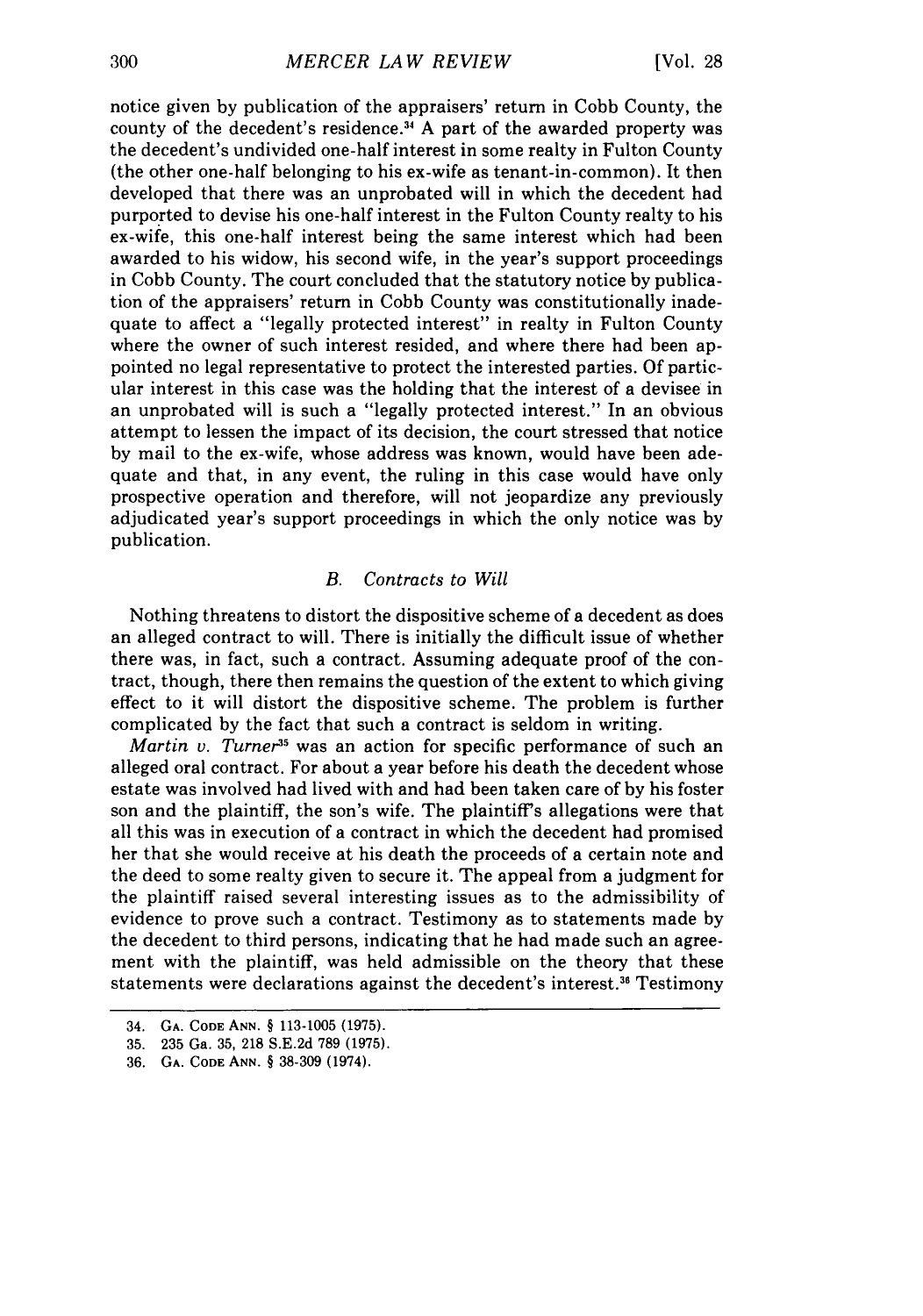notice given by publication of the appraisers' return in Cobb County, the county of the decedent's residence.[34] A part of the awarded property was the decedent's undivided one-half interest in some realty in Fulton County (the other one-half belonging to his ex-wife as tenant-in-common). It then developed that there was an unprobated will in which the decedent had purported to devise his one-half interest in the Fulton County realty to his ex-wife, this one-half interest being the same interest which had been awarded to his widow, his second wife, in the year's support proceedings in Cobb County. The court concluded that the statutory notice by publication of the appraisers' return in Cobb County was constitutionally inadequate to affect a "legally protected interest" in realty in Fulton County where the owner of such interest resided, and where there had been appointed no legal representative to protect the interested parties. Of particular interest in this case was the holding that the interest of a devisee in an unprobated will is such a "legally protected interest." In an obvious attempt to lessen the impact of its decision, the court stressed that notice by mail to the ex-wife, whose address was known, would have been adequate and that, in any event, the ruling in this case would have only prospective operation and therefore, will not jeopardize any previously adjudicated year's support proceedings in which the only notice was by publication.

### *B. Contracts to Will*

Nothing threatens to distort the dispositive scheme of a decedent as does an alleged contract to will. There is initially the difficult issue of whether there was, in fact, such a contract. Assuming adequate proof of the contract, though, there then remains the question of the extent to which giving effect to it will distort the dispositive scheme. The problem is further complicated by the fact that such a contract is seldom in writing.

*Martin v. Turner*[35] was an action for specific performance of such an alleged oral contract. For about a year before his death the decedent whose estate was involved had lived with and had been taken care of by his foster son and the plaintiff, the son's wife. The plaintiff's allegations were that all this was in execution of a contract in which the decedent had promised her that she would receive at his death the proceeds of a certain note and the deed to some realty given to secure it. The appeal from a judgment for the plaintiff raised several interesting issues as to the admissibility of evidence to prove such a contract. Testimony as to statements made by the decedent to third persons, indicating that he had made such an agreement with the plaintiff, was held admissible on the theory that these statements were declarations against the decedent's interest.[36] Testimony

---

34. GA. CODE ANN. § 113-1005 (1975).

35. 235 Ga. 35, 218 S.E.2d 789 (1975).

36. GA. CODE ANN. § 38-309 (1974).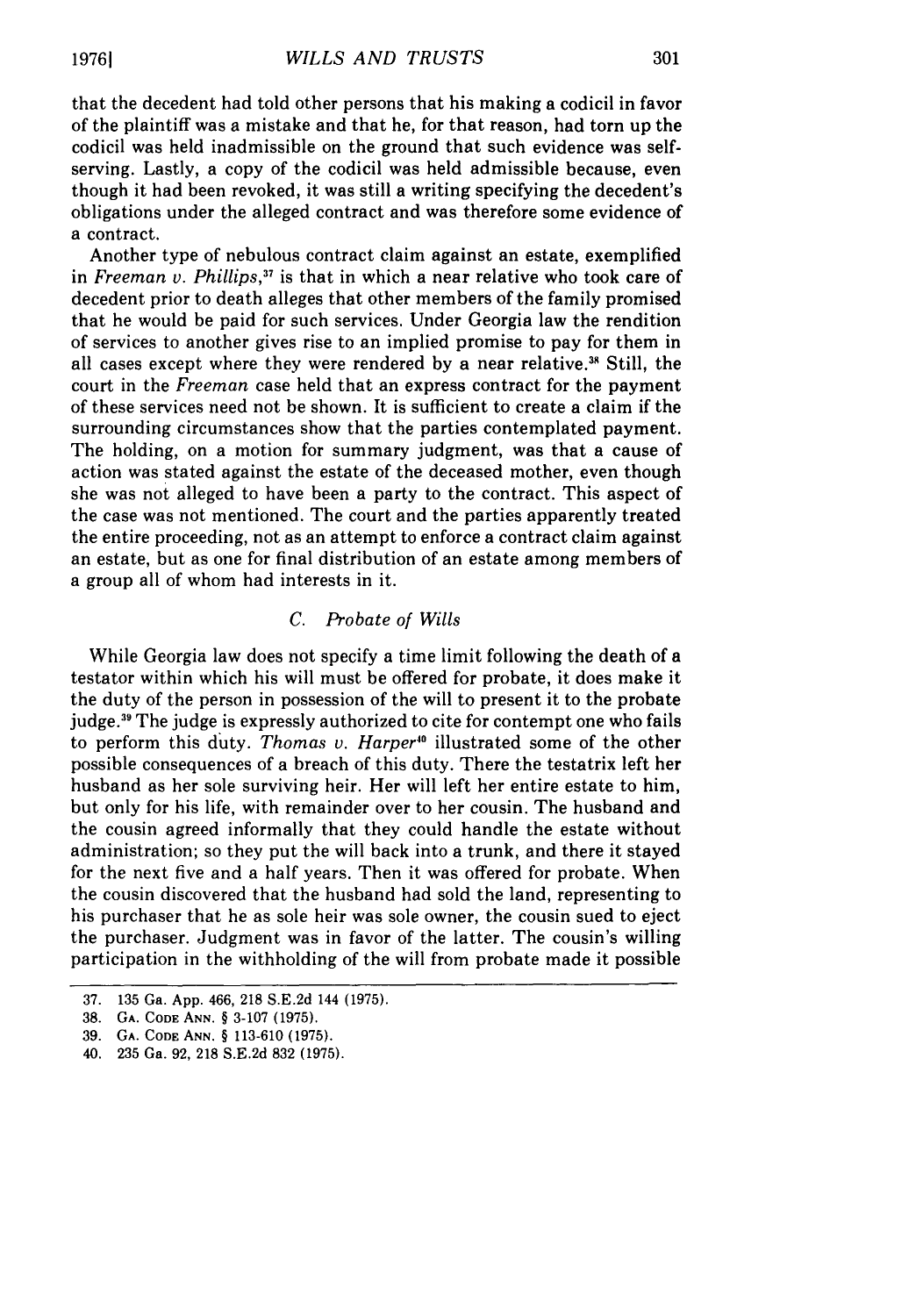that the decedent had told other persons that his making a codicil in favor of the plaintiff was a mistake and that he, for that reason, had torn up the codicil was held inadmissible on the ground that such evidence was self-serving. Lastly, a copy of the codicil was held admissible because, even though it had been revoked, it was still a writing specifying the decedent's obligations under the alleged contract and was therefore some evidence of a contract.

Another type of nebulous contract claim against an estate, exemplified in *Freeman v. Phillips*,[37] is that in which a near relative who took care of decedent prior to death alleges that other members of the family promised that he would be paid for such services. Under Georgia law the rendition of services to another gives rise to an implied promise to pay for them in all cases except where they were rendered by a near relative.[38] Still, the court in the *Freeman* case held that an express contract for the payment of these services need not be shown. It is sufficient to create a claim if the surrounding circumstances show that the parties contemplated payment. The holding, on a motion for summary judgment, was that a cause of action was stated against the estate of the deceased mother, even though she was not alleged to have been a party to the contract. This aspect of the case was not mentioned. The court and the parties apparently treated the entire proceeding, not as an attempt to enforce a contract claim against an estate, but as one for final distribution of an estate among members of a group all of whom had interests in it.

### C. *Probate of Wills*

While Georgia law does not specify a time limit following the death of a testator within which his will must be offered for probate, it does make it the duty of the person in possession of the will to present it to the probate judge.[39] The judge is expressly authorized to cite for contempt one who fails to perform this duty. *Thomas v. Harper*[40] illustrated some of the other possible consequences of a breach of this duty. There the testatrix left her husband as her sole surviving heir. Her will left her entire estate to him, but only for his life, with remainder over to her cousin. The husband and the cousin agreed informally that they could handle the estate without administration; so they put the will back into a trunk, and there it stayed for the next five and a half years. Then it was offered for probate. When the cousin discovered that the husband had sold the land, representing to his purchaser that he as sole heir was sole owner, the cousin sued to eject the purchaser. Judgment was in favor of the latter. The cousin's willing participation in the withholding of the will from probate made it possible

---

37. 135 Ga. App. 466, 218 S.E.2d 144 (1975).

38. GA. CODE ANN. § 3-107 (1975).

39. GA. CODE ANN. § 113-610 (1975).

40. 235 Ga. 92, 218 S.E.2d 832 (1975).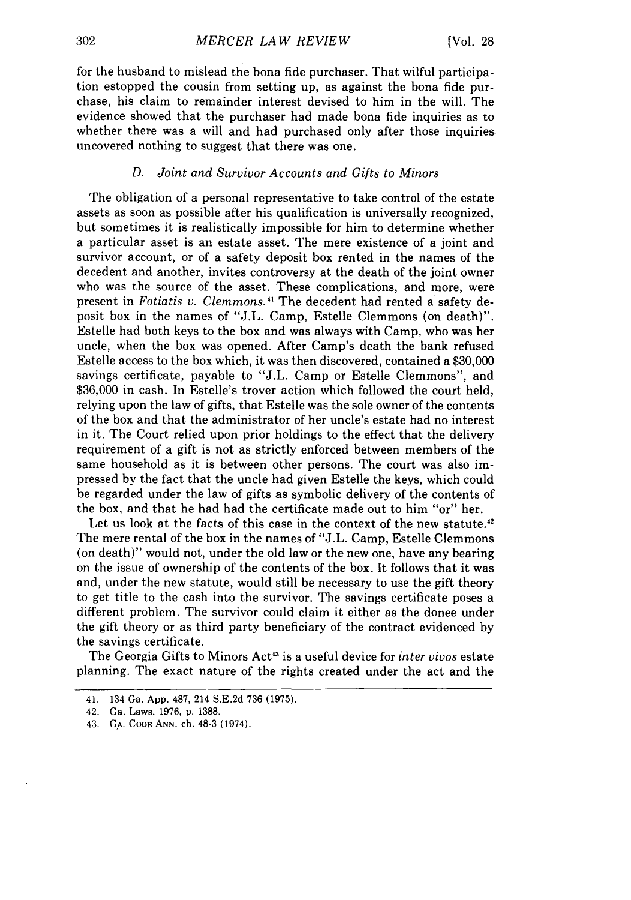for the husband to mislead the bona fide purchaser. That wilful participation estopped the cousin from setting up, as against the bona fide purchase, his claim to remainder interest devised to him in the will. The evidence showed that the purchaser had made bona fide inquiries as to whether there was a will and had purchased only after those inquiries uncovered nothing to suggest that there was one.

### *D. Joint and Survivor Accounts and Gifts to Minors*

The obligation of a personal representative to take control of the estate assets as soon as possible after his qualification is universally recognized, but sometimes it is realistically impossible for him to determine whether a particular asset is an estate asset. The mere existence of a joint and survivor account, or of a safety deposit box rented in the names of the decedent and another, invites controversy at the death of the joint owner who was the source of the asset. These complications, and more, were present in *Fotiatis v. Clemmons.*[41] The decedent had rented a safety deposit box in the names of "J.L. Camp, Estelle Clemmons (on death)". Estelle had both keys to the box and was always with Camp, who was her uncle, when the box was opened. After Camp's death the bank refused Estelle access to the box which, it was then discovered, contained a $30,000 savings certificate, payable to "J.L. Camp or Estelle Clemmons", and $36,000 in cash. In Estelle's trover action which followed the court held, relying upon the law of gifts, that Estelle was the sole owner of the contents of the box and that the administrator of her uncle's estate had no interest in it. The Court relied upon prior holdings to the effect that the delivery requirement of a gift is not as strictly enforced between members of the same household as it is between other persons. The court was also impressed by the fact that the uncle had given Estelle the keys, which could be regarded under the law of gifts as symbolic delivery of the contents of the box, and that he had had the certificate made out to him "or" her.

Let us look at the facts of this case in the context of the new statute.[42] The mere rental of the box in the names of "J.L. Camp, Estelle Clemmons (on death)" would not, under the old law or the new one, have any bearing on the issue of ownership of the contents of the box. It follows that it was and, under the new statute, would still be necessary to use the gift theory to get title to the cash into the survivor. The savings certificate poses a different problem. The survivor could claim it either as the donee under the gift theory or as third party beneficiary of the contract evidenced by the savings certificate.

The Georgia Gifts to Minors Act[43] is a useful device for *inter vivos* estate planning. The exact nature of the rights created under the act and the

---

41. 134 Ga. App. 487, 214 S.E.2d 736 (1975).

42. Ga. Laws, 1976, p. 1388.

43. GA. CODE ANN. ch. 48-3 (1974).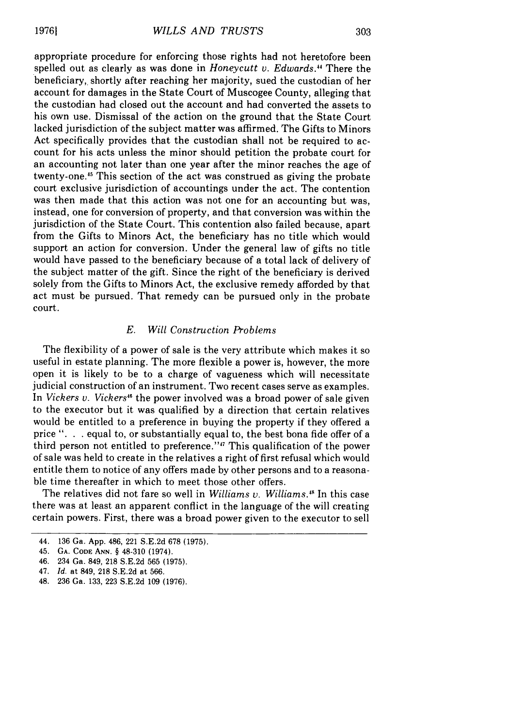appropriate procedure for enforcing those rights had not heretofore been spelled out as clearly as was done in *Honeycutt v. Edwards*.[44] There the beneficiary, shortly after reaching her majority, sued the custodian of her account for damages in the State Court of Muscogee County, alleging that the custodian had closed out the account and had converted the assets to his own use. Dismissal of the action on the ground that the State Court lacked jurisdiction of the subject matter was affirmed. The Gifts to Minors Act specifically provides that the custodian shall not be required to account for his acts unless the minor should petition the probate court for an accounting not later than one year after the minor reaches the age of twenty-one.[45] This section of the act was construed as giving the probate court exclusive jurisdiction of accountings under the act. The contention was then made that this action was not one for an accounting but was, instead, one for conversion of property, and that conversion was within the jurisdiction of the State Court. This contention also failed because, apart from the Gifts to Minors Act, the beneficiary has no title which would support an action for conversion. Under the general law of gifts no title would have passed to the beneficiary because of a total lack of delivery of the subject matter of the gift. Since the right of the beneficiary is derived solely from the Gifts to Minors Act, the exclusive remedy afforded by that act must be pursued. That remedy can be pursued only in the probate court.

### *E. Will Construction Problems*

The flexibility of a power of sale is the very attribute which makes it so useful in estate planning. The more flexible a power is, however, the more open it is likely to be to a charge of vagueness which will necessitate judicial construction of an instrument. Two recent cases serve as examples. In *Vickers v. Vickers*[46] the power involved was a broad power of sale given to the executor but it was qualified by a direction that certain relatives would be entitled to a preference in buying the property if they offered a price ". . . equal to, or substantially equal to, the best bona fide offer of a third person not entitled to preference."[47] This qualification of the power of sale was held to create in the relatives a right of first refusal which would entitle them to notice of any offers made by other persons and to a reasonable time thereafter in which to meet those other offers.

The relatives did not fare so well in *Williams v. Williams*.[48] In this case there was at least an apparent conflict in the language of the will creating certain powers. First, there was a broad power given to the executor to sell

---

44. 136 Ga. App. 486, 221 S.E.2d 678 (1975).

45. GA. CODE ANN. § 48-310 (1974).

46. 234 Ga. 849, 218 S.E.2d 565 (1975).

47. *Id.* at 849, 218 S.E.2d at 566.

48. 236 Ga. 133, 223 S.E.2d 109 (1976).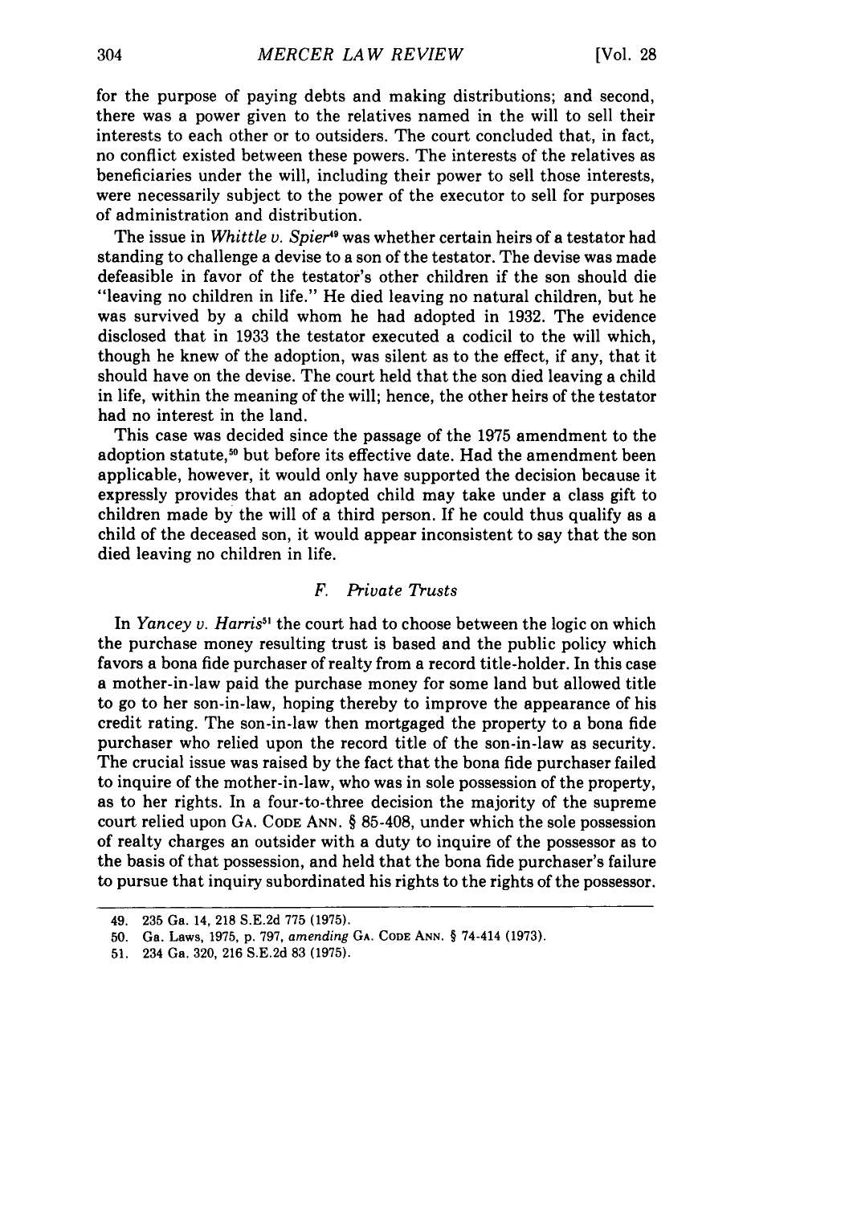for the purpose of paying debts and making distributions; and second, there was a power given to the relatives named in the will to sell their interests to each other or to outsiders. The court concluded that, in fact, no conflict existed between these powers. The interests of the relatives as beneficiaries under the will, including their power to sell those interests, were necessarily subject to the power of the executor to sell for purposes of administration and distribution.

The issue in *Whittle v. Spier*[49] was whether certain heirs of a testator had standing to challenge a devise to a son of the testator. The devise was made defeasible in favor of the testator's other children if the son should die "leaving no children in life." He died leaving no natural children, but he was survived by a child whom he had adopted in 1932. The evidence disclosed that in 1933 the testator executed a codicil to the will which, though he knew of the adoption, was silent as to the effect, if any, that it should have on the devise. The court held that the son died leaving a child in life, within the meaning of the will; hence, the other heirs of the testator had no interest in the land.

This case was decided since the passage of the 1975 amendment to the adoption statute,[50] but before its effective date. Had the amendment been applicable, however, it would only have supported the decision because it expressly provides that an adopted child may take under a class gift to children made by the will of a third person. If he could thus qualify as a child of the deceased son, it would appear inconsistent to say that the son died leaving no children in life.

### *F. Private Trusts*

In *Yancey v. Harris*[51] the court had to choose between the logic on which the purchase money resulting trust is based and the public policy which favors a bona fide purchaser of realty from a record title-holder. In this case a mother-in-law paid the purchase money for some land but allowed title to go to her son-in-law, hoping thereby to improve the appearance of his credit rating. The son-in-law then mortgaged the property to a bona fide purchaser who relied upon the record title of the son-in-law as security. The crucial issue was raised by the fact that the bona fide purchaser failed to inquire of the mother-in-law, who was in sole possession of the property, as to her rights. In a four-to-three decision the majority of the supreme court relied upon GA. CODE ANN. § 85-408, under which the sole possession of realty charges an outsider with a duty to inquire of the possessor as to the basis of that possession, and held that the bona fide purchaser's failure to pursue that inquiry subordinated his rights to the rights of the possessor.

---

49. 235 Ga. 14, 218 S.E.2d 775 (1975).

50. Ga. Laws, 1975, p. 797, *amending* GA. CODE ANN. § 74-414 (1973).

51. 234 Ga. 320, 216 S.E.2d 83 (1975).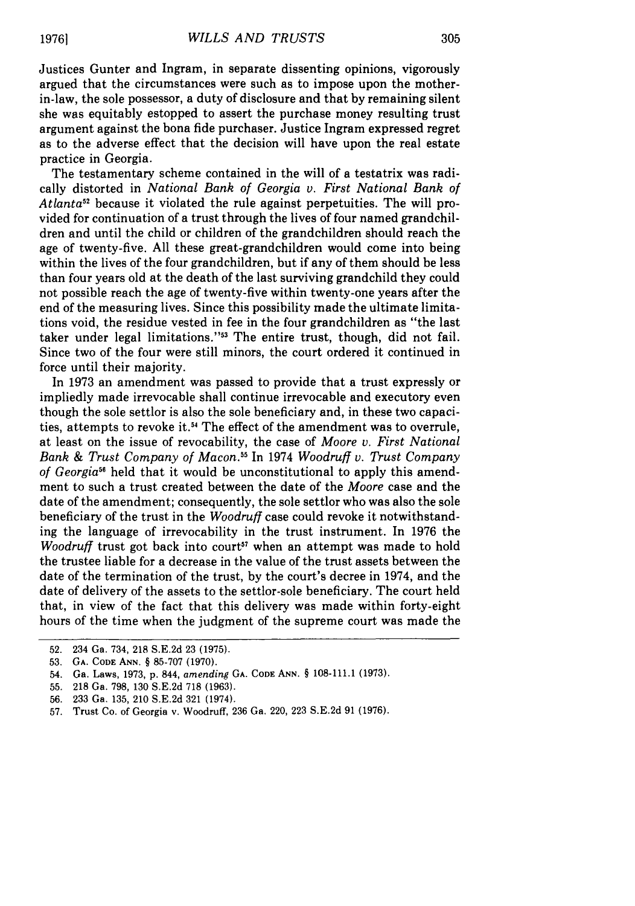Justices Gunter and Ingram, in separate dissenting opinions, vigorously argued that the circumstances were such as to impose upon the mother-in-law, the sole possessor, a duty of disclosure and that by remaining silent she was equitably estopped to assert the purchase money resulting trust argument against the bona fide purchaser. Justice Ingram expressed regret as to the adverse effect that the decision will have upon the real estate practice in Georgia.

The testamentary scheme contained in the will of a testatrix was radically distorted in *National Bank of Georgia v. First National Bank of Atlanta*[52] because it violated the rule against perpetuities. The will provided for continuation of a trust through the lives of four named grandchildren and until the child or children of the grandchildren should reach the age of twenty-five. All these great-grandchildren would come into being within the lives of the four grandchildren, but if any of them should be less than four years old at the death of the last surviving grandchild they could not possible reach the age of twenty-five within twenty-one years after the end of the measuring lives. Since this possibility made the ultimate limitations void, the residue vested in fee in the four grandchildren as "the last taker under legal limitations."[53] The entire trust, though, did not fail. Since two of the four were still minors, the court ordered it continued in force until their majority.

In 1973 an amendment was passed to provide that a trust expressly or impliedly made irrevocable shall continue irrevocable and executory even though the sole settlor is also the sole beneficiary and, in these two capacities, attempts to revoke it.[54] The effect of the amendment was to overrule, at least on the issue of revocability, the case of *Moore v. First National Bank & Trust Company of Macon*.[55] In 1974 *Woodruff v. Trust Company of Georgia*[56] held that it would be unconstitutional to apply this amendment to such a trust created between the date of the *Moore* case and the date of the amendment; consequently, the sole settlor who was also the sole beneficiary of the trust in the *Woodruff* case could revoke it notwithstanding the language of irrevocability in the trust instrument. In 1976 the *Woodruff* trust got back into court[57] when an attempt was made to hold the trustee liable for a decrease in the value of the trust assets between the date of the termination of the trust, by the court's decree in 1974, and the date of delivery of the assets to the settlor-sole beneficiary. The court held that, in view of the fact that this delivery was made within forty-eight hours of the time when the judgment of the supreme court was made the

---

52. 234 Ga. 734, 218 S.E.2d 23 (1975).
53. GA. CODE ANN. § 85-707 (1970).
54. Ga. Laws, 1973, p. 844, *amending* GA. CODE ANN. § 108-111.1 (1973).
55. 218 Ga. 798, 130 S.E.2d 718 (1963).
56. 233 Ga. 135, 210 S.E.2d 321 (1974).
57. Trust Co. of Georgia v. Woodruff, 236 Ga. 220, 223 S.E.2d 91 (1976).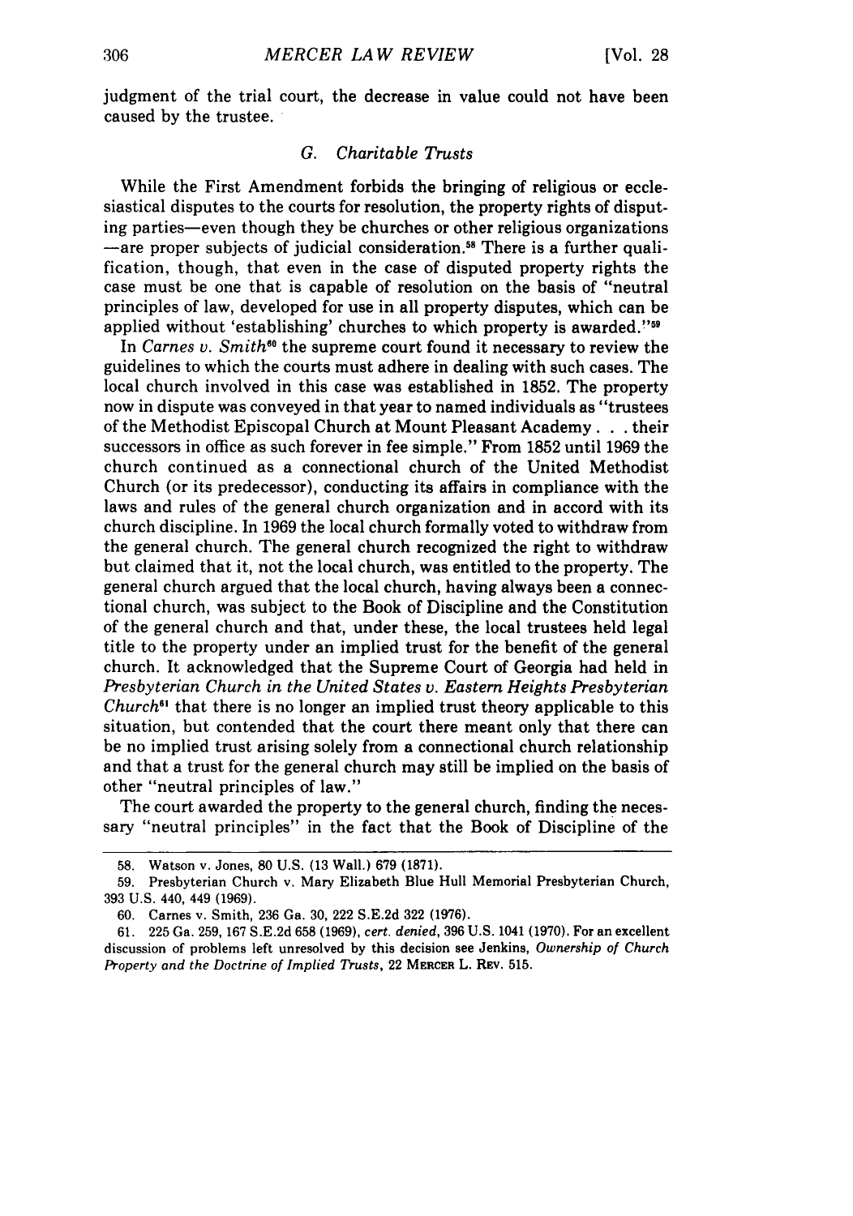judgment of the trial court, the decrease in value could not have been caused by the trustee.

### *G. Charitable Trusts*

While the First Amendment forbids the bringing of religious or ecclesiastical disputes to the courts for resolution, the property rights of disputing parties—even though they be churches or other religious organizations—are proper subjects of judicial consideration.[58] There is a further qualification, though, that even in the case of disputed property rights the case must be one that is capable of resolution on the basis of "neutral principles of law, developed for use in all property disputes, which can be applied without 'establishing' churches to which property is awarded."[59]

In *Carnes v. Smith*[60] the supreme court found it necessary to review the guidelines to which the courts must adhere in dealing with such cases. The local church involved in this case was established in 1852. The property now in dispute was conveyed in that year to named individuals as "trustees of the Methodist Episcopal Church at Mount Pleasant Academy . . . their successors in office as such forever in fee simple." From 1852 until 1969 the church continued as a connectional church of the United Methodist Church (or its predecessor), conducting its affairs in compliance with the laws and rules of the general church organization and in accord with its church discipline. In 1969 the local church formally voted to withdraw from the general church. The general church recognized the right to withdraw but claimed that it, not the local church, was entitled to the property. The general church argued that the local church, having always been a connectional church, was subject to the Book of Discipline and the Constitution of the general church and that, under these, the local trustees held legal title to the property under an implied trust for the benefit of the general church. It acknowledged that the Supreme Court of Georgia had held in *Presbyterian Church in the United States v. Eastern Heights Presbyterian Church*[61] that there is no longer an implied trust theory applicable to this situation, but contended that the court there meant only that there can be no implied trust arising solely from a connectional church relationship and that a trust for the general church may still be implied on the basis of other "neutral principles of law."

The court awarded the property to the general church, finding the necessary "neutral principles" in the fact that the Book of Discipline of the

---

58. Watson v. Jones, 80 U.S. (13 Wall.) 679 (1871).

59. Presbyterian Church v. Mary Elizabeth Blue Hull Memorial Presbyterian Church, 393 U.S. 440, 449 (1969).

60. Carnes v. Smith, 236 Ga. 30, 222 S.E.2d 322 (1976).

61. 225 Ga. 259, 167 S.E.2d 658 (1969), *cert. denied*, 396 U.S. 1041 (1970). For an excellent discussion of problems left unresolved by this decision see Jenkins, *Ownership of Church Property and the Doctrine of Implied Trusts*, 22 MERCER L. REV. 515.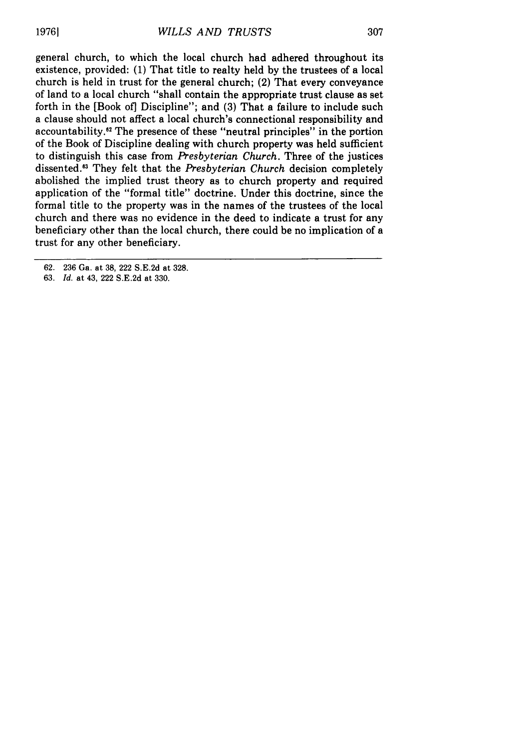general church, to which the local church had adhered throughout its existence, provided: (1) That title to realty held by the trustees of a local church is held in trust for the general church; (2) That every conveyance of land to a local church "shall contain the appropriate trust clause as set forth in the [Book of] Discipline"; and (3) That a failure to include such a clause should not affect a local church's connectional responsibility and accountability.[62] The presence of these "neutral principles" in the portion of the Book of Discipline dealing with church property was held sufficient to distinguish this case from *Presbyterian Church*. Three of the justices dissented.[63] They felt that the *Presbyterian Church* decision completely abolished the implied trust theory as to church property and required application of the "formal title" doctrine. Under this doctrine, since the formal title to the property was in the names of the trustees of the local church and there was no evidence in the deed to indicate a trust for any beneficiary other than the local church, there could be no implication of a trust for any other beneficiary.

---

62. 236 Ga. at 38, 222 S.E.2d at 328.

63. *Id.* at 43, 222 S.E.2d at 330.